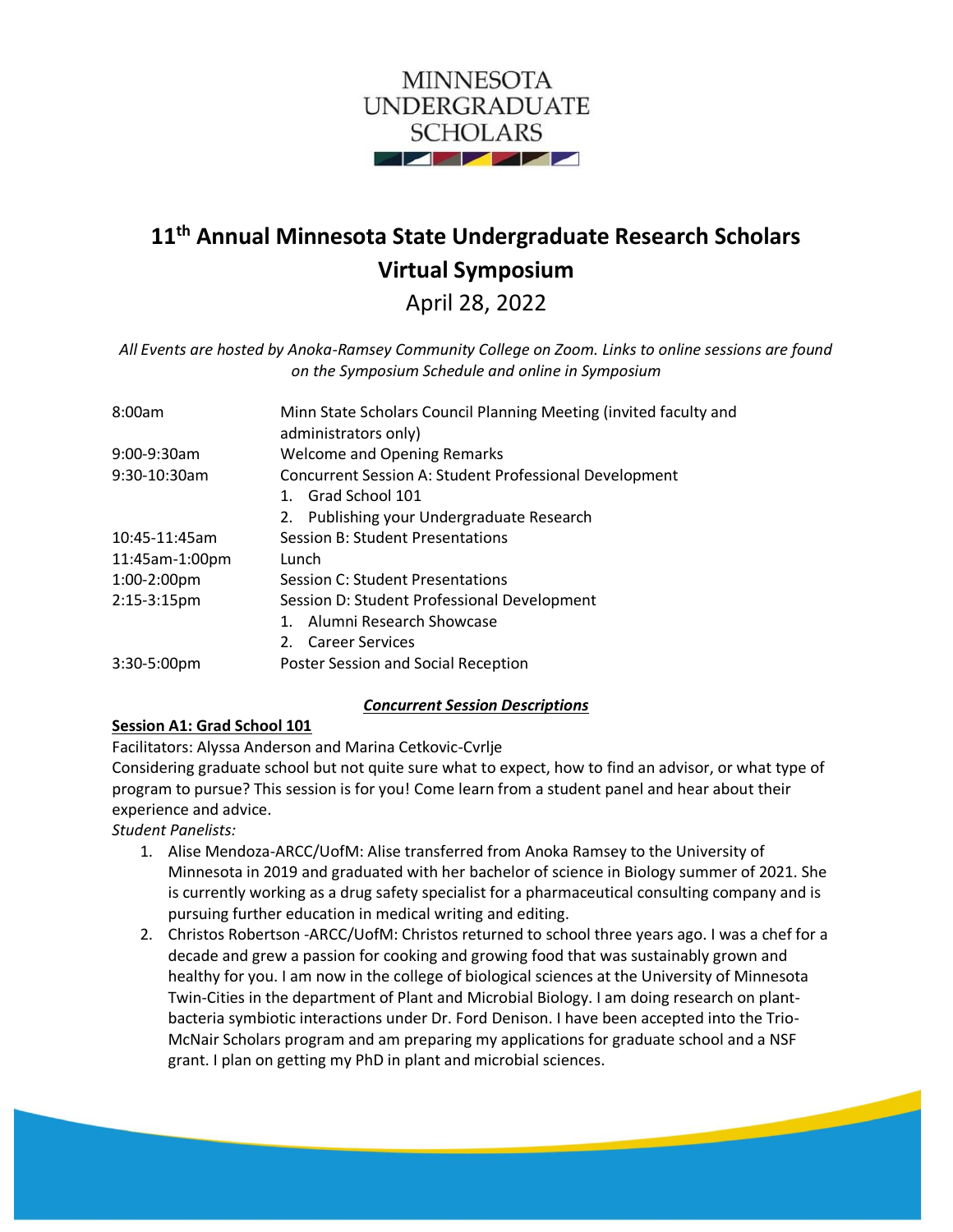MINNESOTA
UNDERGRADUATE
SCHOLARS

# 11th Annual Minnesota State Undergraduate Research Scholars Virtual Symposium

## April 28, 2022

*All Events are hosted by Anoka-Ramsey Community College on Zoom. Links to online sessions are found on the Symposium Schedule and online in Symposium*

| | |
|---|---|
| 8:00am | Minn State Scholars Council Planning Meeting (invited faculty and administrators only) |
| 9:00-9:30am | Welcome and Opening Remarks |
| 9:30-10:30am | Concurrent Session A: Student Professional Development<br>1. Grad School 101<br>2. Publishing your Undergraduate Research |
| 10:45-11:45am | Session B: Student Presentations |
| 11:45am-1:00pm | Lunch |
| 1:00-2:00pm | Session C: Student Presentations |
| 2:15-3:15pm | Session D: Student Professional Development<br>1. Alumni Research Showcase<br>2. Career Services |
| 3:30-5:00pm | Poster Session and Social Reception |

***Concurrent Session Descriptions***

**Session A1: Grad School 101**

Facilitators: Alyssa Anderson and Marina Cetkovic-Cvrlje

Considering graduate school but not quite sure what to expect, how to find an advisor, or what type of program to pursue? This session is for you! Come learn from a student panel and hear about their experience and advice.

*Student Panelists:*

1. Alise Mendoza-ARCC/UofM: Alise transferred from Anoka Ramsey to the University of Minnesota in 2019 and graduated with her bachelor of science in Biology summer of 2021. She is currently working as a drug safety specialist for a pharmaceutical consulting company and is pursuing further education in medical writing and editing.
2. Christos Robertson -ARCC/UofM: Christos returned to school three years ago. I was a chef for a decade and grew a passion for cooking and growing food that was sustainably grown and healthy for you. I am now in the college of biological sciences at the University of Minnesota Twin-Cities in the department of Plant and Microbial Biology. I am doing research on plant-bacteria symbiotic interactions under Dr. Ford Denison. I have been accepted into the Trio-McNair Scholars program and am preparing my applications for graduate school and a NSF grant. I plan on getting my PhD in plant and microbial sciences.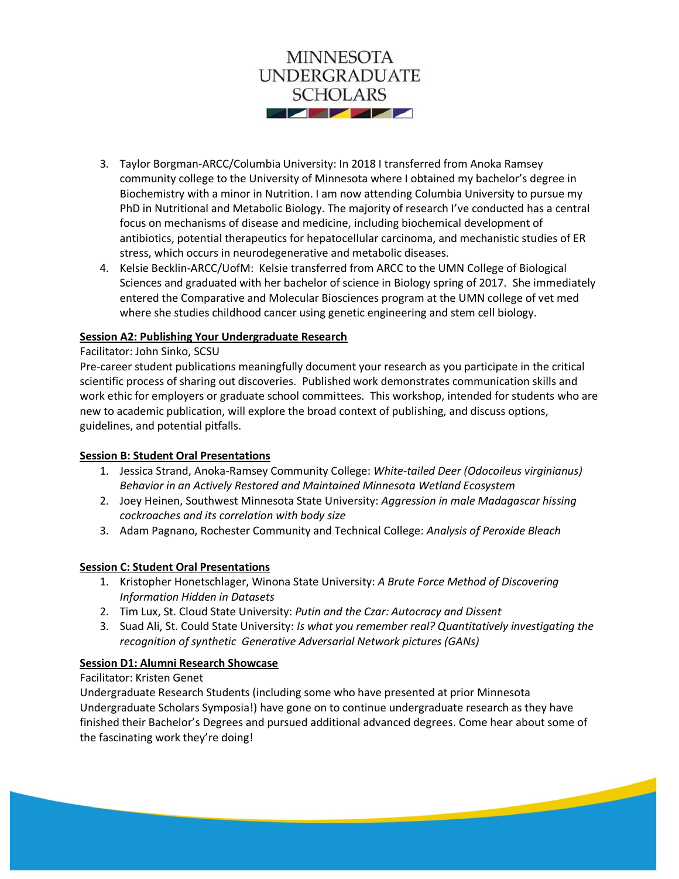3. Taylor Borgman-ARCC/Columbia University: In 2018 I transferred from Anoka Ramsey community college to the University of Minnesota where I obtained my bachelor's degree in Biochemistry with a minor in Nutrition. I am now attending Columbia University to pursue my PhD in Nutritional and Metabolic Biology. The majority of research I've conducted has a central focus on mechanisms of disease and medicine, including biochemical development of antibiotics, potential therapeutics for hepatocellular carcinoma, and mechanistic studies of ER stress, which occurs in neurodegenerative and metabolic diseases.
4. Kelsie Becklin-ARCC/UofM: Kelsie transferred from ARCC to the UMN College of Biological Sciences and graduated with her bachelor of science in Biology spring of 2017. She immediately entered the Comparative and Molecular Biosciences program at the UMN college of vet med where she studies childhood cancer using genetic engineering and stem cell biology.

**Session A2: Publishing Your Undergraduate Research**

Facilitator: John Sinko, SCSU

Pre-career student publications meaningfully document your research as you participate in the critical scientific process of sharing out discoveries. Published work demonstrates communication skills and work ethic for employers or graduate school committees. This workshop, intended for students who are new to academic publication, will explore the broad context of publishing, and discuss options, guidelines, and potential pitfalls.

**Session B: Student Oral Presentations**

1. Jessica Strand, Anoka-Ramsey Community College: *White-tailed Deer (Odocoileus virginianus) Behavior in an Actively Restored and Maintained Minnesota Wetland Ecosystem*
2. Joey Heinen, Southwest Minnesota State University: *Aggression in male Madagascar hissing cockroaches and its correlation with body size*
3. Adam Pagnano, Rochester Community and Technical College: *Analysis of Peroxide Bleach*

**Session C: Student Oral Presentations**

1. Kristopher Honetschlager, Winona State University: *A Brute Force Method of Discovering Information Hidden in Datasets*
2. Tim Lux, St. Cloud State University: *Putin and the Czar: Autocracy and Dissent*
3. Suad Ali, St. Could State University: *Is what you remember real? Quantitatively investigating the recognition of synthetic Generative Adversarial Network pictures (GANs)*

**Session D1: Alumni Research Showcase**

Facilitator: Kristen Genet

Undergraduate Research Students (including some who have presented at prior Minnesota Undergraduate Scholars Symposia!) have gone on to continue undergraduate research as they have finished their Bachelor's Degrees and pursued additional advanced degrees. Come hear about some of the fascinating work they're doing!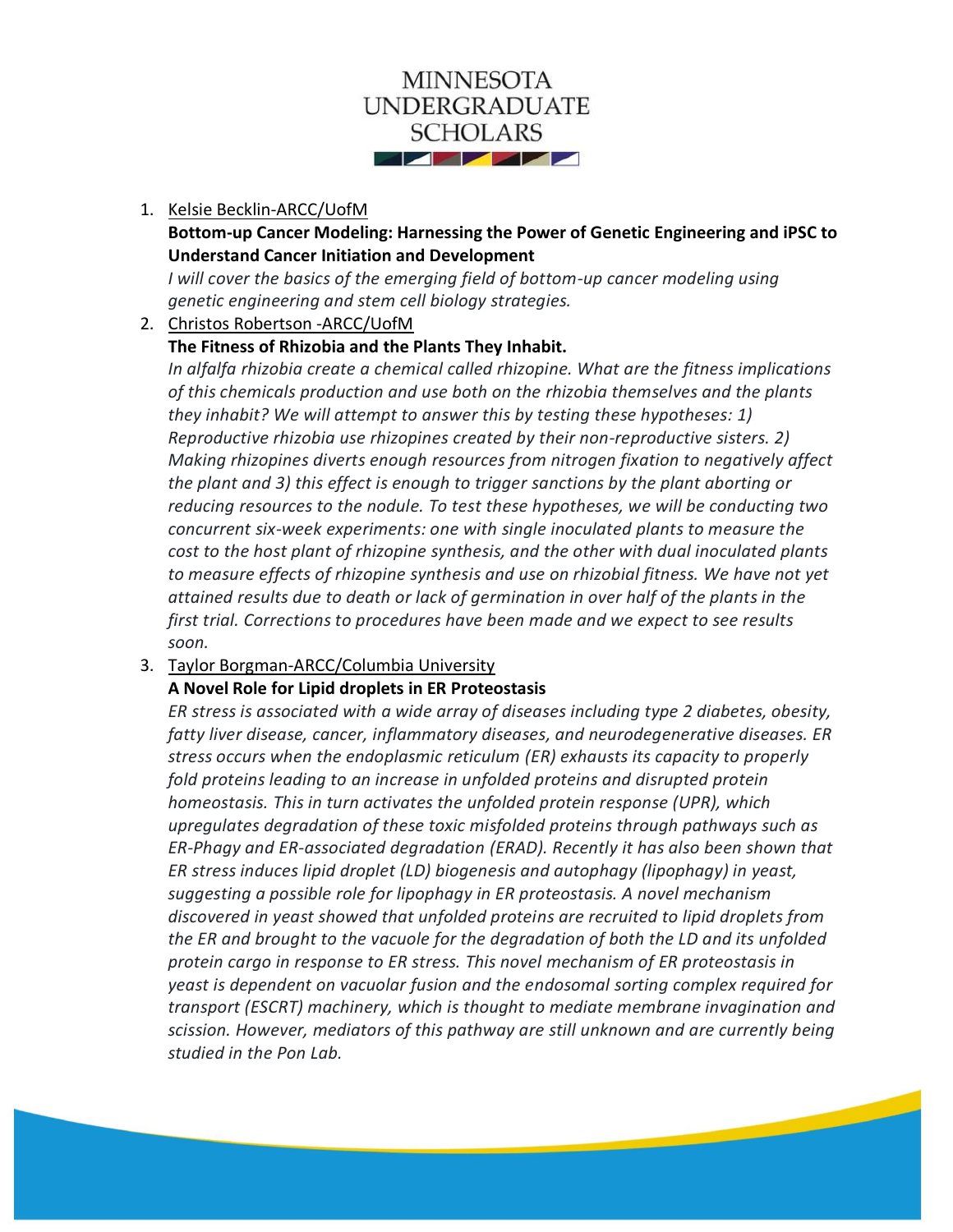1. Kelsie Becklin-ARCC/UofM

   **Bottom-up Cancer Modeling: Harnessing the Power of Genetic Engineering and iPSC to Understand Cancer Initiation and Development**

   *I will cover the basics of the emerging field of bottom-up cancer modeling using genetic engineering and stem cell biology strategies.*

2. Christos Robertson -ARCC/UofM

   **The Fitness of Rhizobia and the Plants They Inhabit.**

   *In alfalfa rhizobia create a chemical called rhizopine. What are the fitness implications of this chemicals production and use both on the rhizobia themselves and the plants they inhabit? We will attempt to answer this by testing these hypotheses: 1) Reproductive rhizobia use rhizopines created by their non-reproductive sisters. 2) Making rhizopines diverts enough resources from nitrogen fixation to negatively affect the plant and 3) this effect is enough to trigger sanctions by the plant aborting or reducing resources to the nodule. To test these hypotheses, we will be conducting two concurrent six-week experiments: one with single inoculated plants to measure the cost to the host plant of rhizopine synthesis, and the other with dual inoculated plants to measure effects of rhizopine synthesis and use on rhizobial fitness. We have not yet attained results due to death or lack of germination in over half of the plants in the first trial. Corrections to procedures have been made and we expect to see results soon.*

3. Taylor Borgman-ARCC/Columbia University

   **A Novel Role for Lipid droplets in ER Proteostasis**

   *ER stress is associated with a wide array of diseases including type 2 diabetes, obesity, fatty liver disease, cancer, inflammatory diseases, and neurodegenerative diseases. ER stress occurs when the endoplasmic reticulum (ER) exhausts its capacity to properly fold proteins leading to an increase in unfolded proteins and disrupted protein homeostasis. This in turn activates the unfolded protein response (UPR), which upregulates degradation of these toxic misfolded proteins through pathways such as ER-Phagy and ER-associated degradation (ERAD). Recently it has also been shown that ER stress induces lipid droplet (LD) biogenesis and autophagy (lipophagy) in yeast, suggesting a possible role for lipophagy in ER proteostasis. A novel mechanism discovered in yeast showed that unfolded proteins are recruited to lipid droplets from the ER and brought to the vacuole for the degradation of both the LD and its unfolded protein cargo in response to ER stress. This novel mechanism of ER proteostasis in yeast is dependent on vacuolar fusion and the endosomal sorting complex required for transport (ESCRT) machinery, which is thought to mediate membrane invagination and scission. However, mediators of this pathway are still unknown and are currently being studied in the Pon Lab.*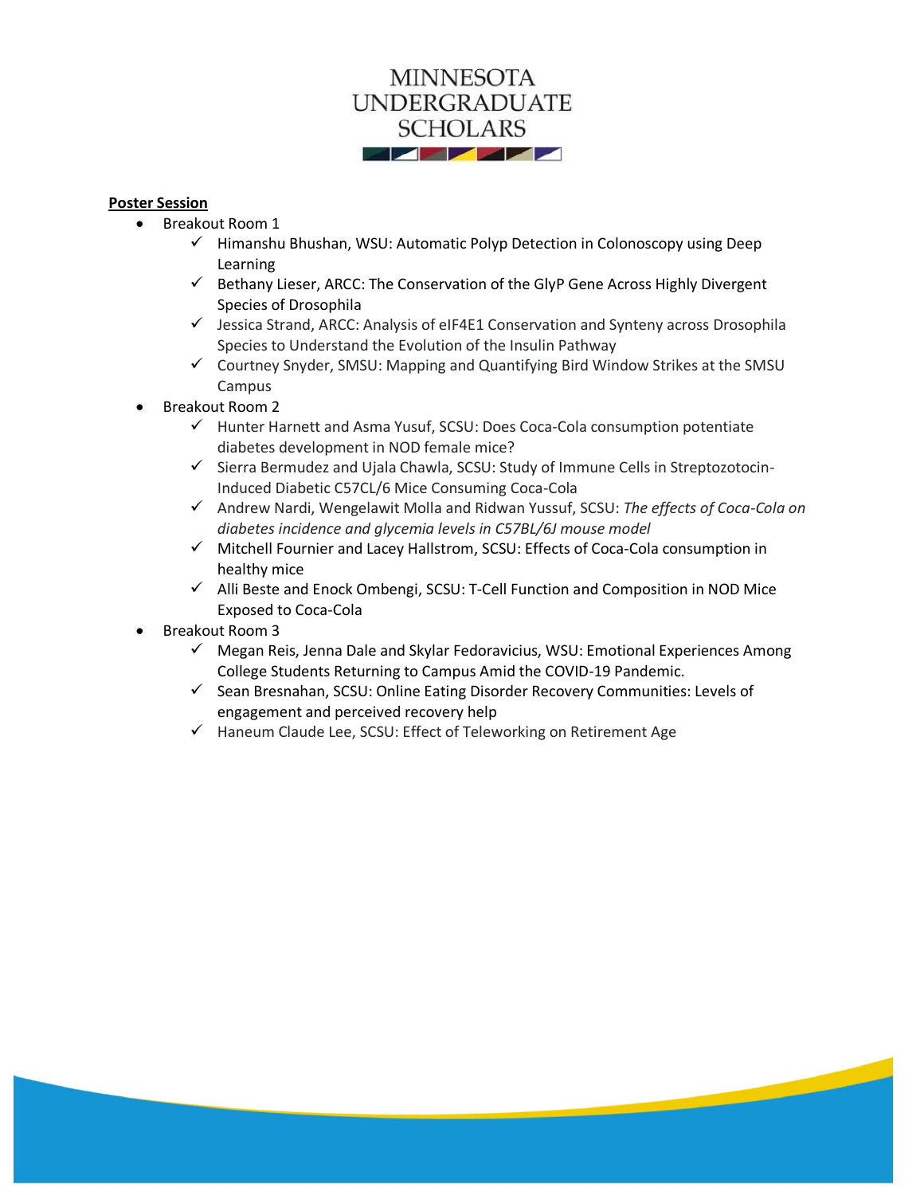**Poster Session**

- Breakout Room 1
  - ✓ Himanshu Bhushan, WSU: Automatic Polyp Detection in Colonoscopy using Deep Learning
  - ✓ Bethany Lieser, ARCC: The Conservation of the GlyP Gene Across Highly Divergent Species of Drosophila
  - ✓ Jessica Strand, ARCC: Analysis of eIF4E1 Conservation and Synteny across Drosophila Species to Understand the Evolution of the Insulin Pathway
  - ✓ Courtney Snyder, SMSU: Mapping and Quantifying Bird Window Strikes at the SMSU Campus
- Breakout Room 2
  - ✓ Hunter Harnett and Asma Yusuf, SCSU: Does Coca-Cola consumption potentiate diabetes development in NOD female mice?
  - ✓ Sierra Bermudez and Ujala Chawla, SCSU: Study of Immune Cells in Streptozotocin-Induced Diabetic C57CL/6 Mice Consuming Coca-Cola
  - ✓ Andrew Nardi, Wengelawit Molla and Ridwan Yussuf, SCSU: *The effects of Coca-Cola on diabetes incidence and glycemia levels in C57BL/6J mouse model*
  - ✓ Mitchell Fournier and Lacey Hallstrom, SCSU: Effects of Coca-Cola consumption in healthy mice
  - ✓ Alli Beste and Enock Ombengi, SCSU: T-Cell Function and Composition in NOD Mice Exposed to Coca-Cola
- Breakout Room 3
  - ✓ Megan Reis, Jenna Dale and Skylar Fedoravicius, WSU: Emotional Experiences Among College Students Returning to Campus Amid the COVID-19 Pandemic.
  - ✓ Sean Bresnahan, SCSU: Online Eating Disorder Recovery Communities: Levels of engagement and perceived recovery help
  - ✓ Haneum Claude Lee, SCSU: Effect of Teleworking on Retirement Age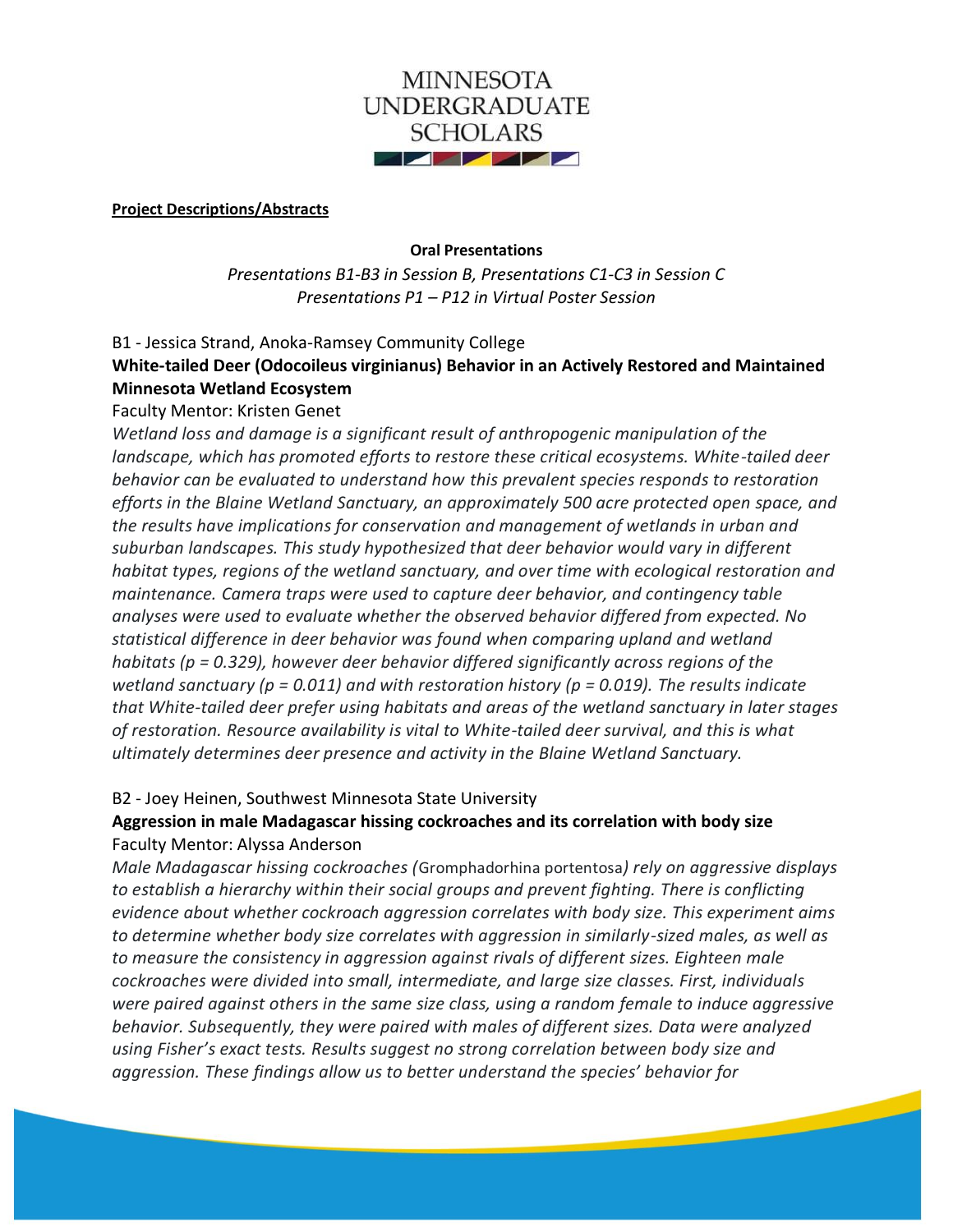**Project Descriptions/Abstracts**

**Oral Presentations**

*Presentations B1-B3 in Session B, Presentations C1-C3 in Session C*
*Presentations P1 – P12 in Virtual Poster Session*

B1 - Jessica Strand, Anoka-Ramsey Community College

**White-tailed Deer (Odocoileus virginianus) Behavior in an Actively Restored and Maintained Minnesota Wetland Ecosystem**

Faculty Mentor: Kristen Genet

*Wetland loss and damage is a significant result of anthropogenic manipulation of the landscape, which has promoted efforts to restore these critical ecosystems. White-tailed deer behavior can be evaluated to understand how this prevalent species responds to restoration efforts in the Blaine Wetland Sanctuary, an approximately 500 acre protected open space, and the results have implications for conservation and management of wetlands in urban and suburban landscapes. This study hypothesized that deer behavior would vary in different habitat types, regions of the wetland sanctuary, and over time with ecological restoration and maintenance. Camera traps were used to capture deer behavior, and contingency table analyses were used to evaluate whether the observed behavior differed from expected. No statistical difference in deer behavior was found when comparing upland and wetland habitats ($p = 0.329$), however deer behavior differed significantly across regions of the wetland sanctuary ($p = 0.011$) and with restoration history ($p = 0.019$). The results indicate that White-tailed deer prefer using habitats and areas of the wetland sanctuary in later stages of restoration. Resource availability is vital to White-tailed deer survival, and this is what ultimately determines deer presence and activity in the Blaine Wetland Sanctuary.*

B2 - Joey Heinen, Southwest Minnesota State University

**Aggression in male Madagascar hissing cockroaches and its correlation with body size**

Faculty Mentor: Alyssa Anderson

*Male Madagascar hissing cockroaches (*Gromphadorhina portentosa*) rely on aggressive displays to establish a hierarchy within their social groups and prevent fighting. There is conflicting evidence about whether cockroach aggression correlates with body size. This experiment aims to determine whether body size correlates with aggression in similarly-sized males, as well as to measure the consistency in aggression against rivals of different sizes. Eighteen male cockroaches were divided into small, intermediate, and large size classes. First, individuals were paired against others in the same size class, using a random female to induce aggressive behavior. Subsequently, they were paired with males of different sizes. Data were analyzed using Fisher's exact tests. Results suggest no strong correlation between body size and aggression. These findings allow us to better understand the species' behavior for*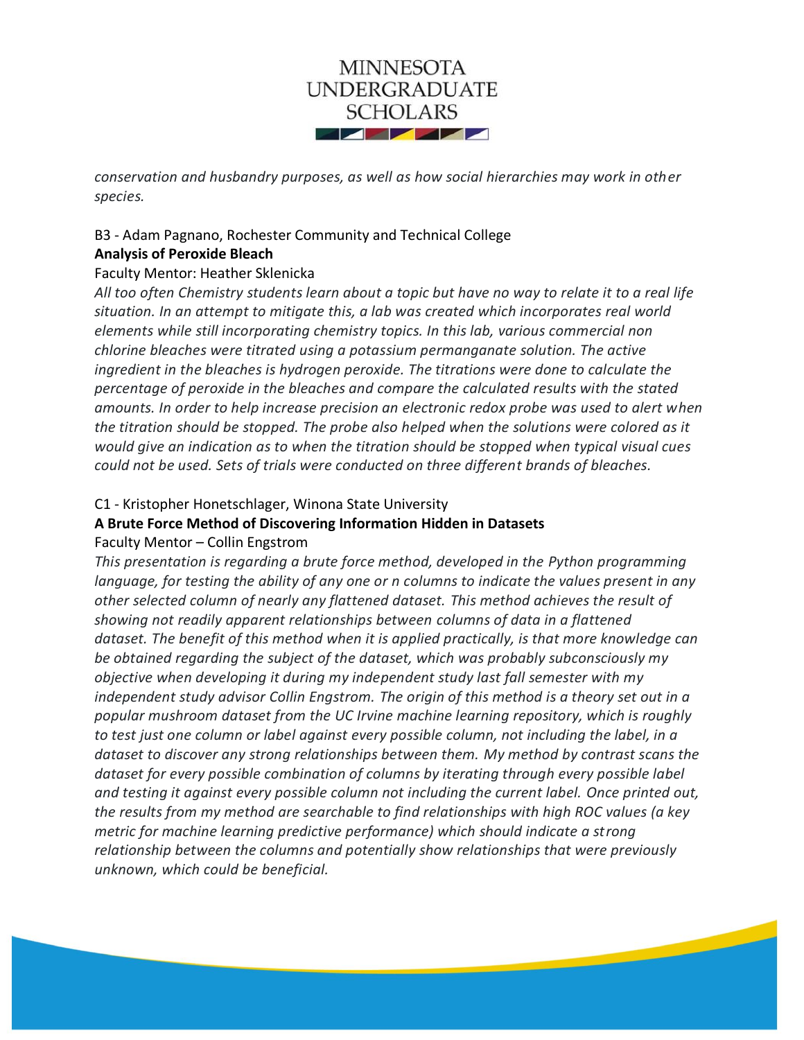*conservation and husbandry purposes, as well as how social hierarchies may work in other species.*

B3 - Adam Pagnano, Rochester Community and Technical College

**Analysis of Peroxide Bleach**

Faculty Mentor: Heather Sklenicka

*All too often Chemistry students learn about a topic but have no way to relate it to a real life situation. In an attempt to mitigate this, a lab was created which incorporates real world elements while still incorporating chemistry topics. In this lab, various commercial non chlorine bleaches were titrated using a potassium permanganate solution. The active ingredient in the bleaches is hydrogen peroxide. The titrations were done to calculate the percentage of peroxide in the bleaches and compare the calculated results with the stated amounts. In order to help increase precision an electronic redox probe was used to alert when the titration should be stopped. The probe also helped when the solutions were colored as it would give an indication as to when the titration should be stopped when typical visual cues could not be used. Sets of trials were conducted on three different brands of bleaches.*

C1 - Kristopher Honetschlager, Winona State University

**A Brute Force Method of Discovering Information Hidden in Datasets**

Faculty Mentor – Collin Engstrom

*This presentation is regarding a brute force method, developed in the Python programming language, for testing the ability of any one or n columns to indicate the values present in any other selected column of nearly any flattened dataset. This method achieves the result of showing not readily apparent relationships between columns of data in a flattened dataset. The benefit of this method when it is applied practically, is that more knowledge can be obtained regarding the subject of the dataset, which was probably subconsciously my objective when developing it during my independent study last fall semester with my independent study advisor Collin Engstrom. The origin of this method is a theory set out in a popular mushroom dataset from the UC Irvine machine learning repository, which is roughly to test just one column or label against every possible column, not including the label, in a dataset to discover any strong relationships between them. My method by contrast scans the dataset for every possible combination of columns by iterating through every possible label and testing it against every possible column not including the current label. Once printed out, the results from my method are searchable to find relationships with high ROC values (a key metric for machine learning predictive performance) which should indicate a strong relationship between the columns and potentially show relationships that were previously unknown, which could be beneficial.*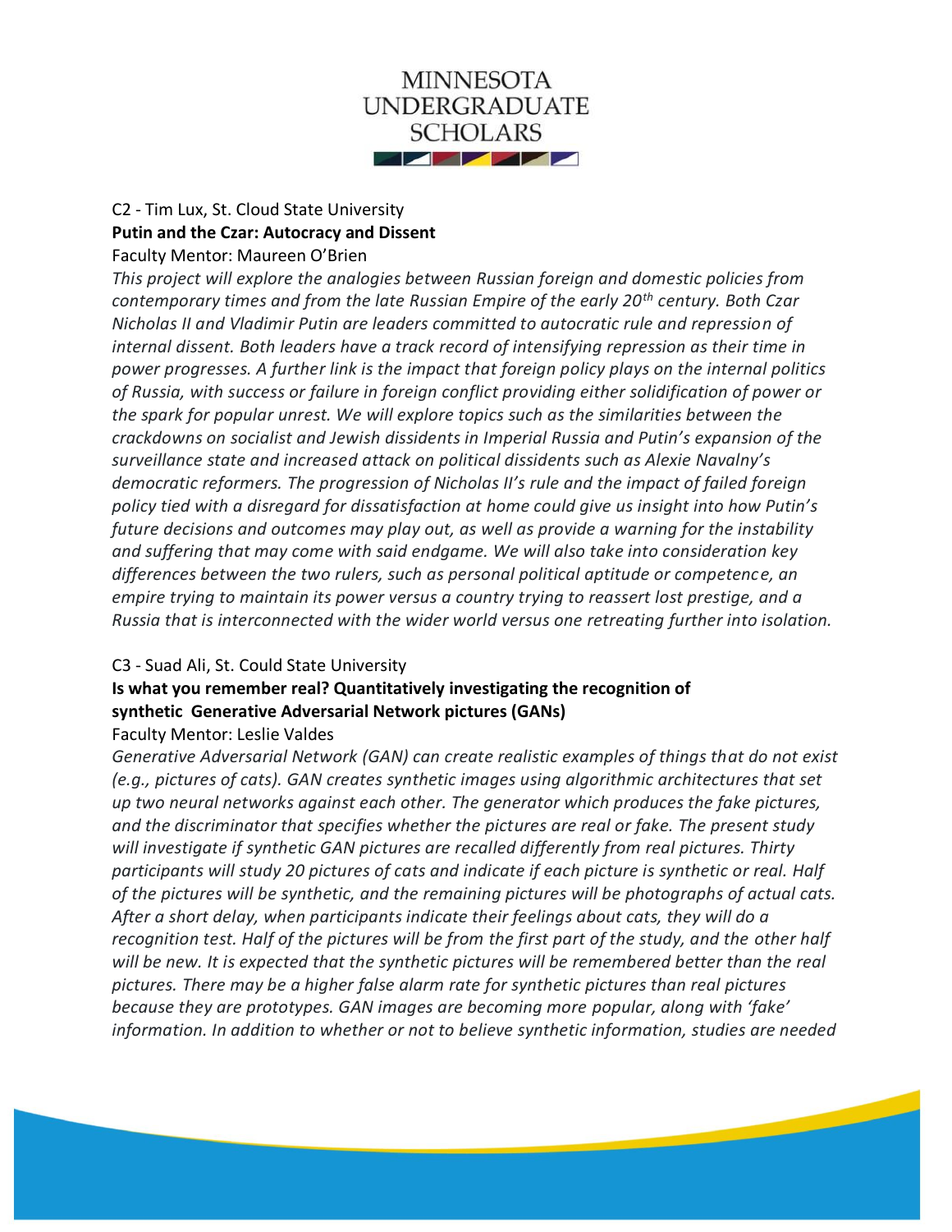C2 - Tim Lux, St. Cloud State University

**Putin and the Czar: Autocracy and Dissent**

Faculty Mentor: Maureen O'Brien

*This project will explore the analogies between Russian foreign and domestic policies from contemporary times and from the late Russian Empire of the early 20th century. Both Czar Nicholas II and Vladimir Putin are leaders committed to autocratic rule and repression of internal dissent. Both leaders have a track record of intensifying repression as their time in power progresses. A further link is the impact that foreign policy plays on the internal politics of Russia, with success or failure in foreign conflict providing either solidification of power or the spark for popular unrest. We will explore topics such as the similarities between the crackdowns on socialist and Jewish dissidents in Imperial Russia and Putin's expansion of the surveillance state and increased attack on political dissidents such as Alexie Navalny's democratic reformers. The progression of Nicholas II's rule and the impact of failed foreign policy tied with a disregard for dissatisfaction at home could give us insight into how Putin's future decisions and outcomes may play out, as well as provide a warning for the instability and suffering that may come with said endgame. We will also take into consideration key differences between the two rulers, such as personal political aptitude or competence, an empire trying to maintain its power versus a country trying to reassert lost prestige, and a Russia that is interconnected with the wider world versus one retreating further into isolation.*

C3 - Suad Ali, St. Could State University

**Is what you remember real? Quantitatively investigating the recognition of synthetic Generative Adversarial Network pictures (GANs)**

Faculty Mentor: Leslie Valdes

*Generative Adversarial Network (GAN) can create realistic examples of things that do not exist (e.g., pictures of cats). GAN creates synthetic images using algorithmic architectures that set up two neural networks against each other. The generator which produces the fake pictures, and the discriminator that specifies whether the pictures are real or fake. The present study will investigate if synthetic GAN pictures are recalled differently from real pictures. Thirty participants will study 20 pictures of cats and indicate if each picture is synthetic or real. Half of the pictures will be synthetic, and the remaining pictures will be photographs of actual cats. After a short delay, when participants indicate their feelings about cats, they will do a recognition test. Half of the pictures will be from the first part of the study, and the other half will be new. It is expected that the synthetic pictures will be remembered better than the real pictures. There may be a higher false alarm rate for synthetic pictures than real pictures because they are prototypes. GAN images are becoming more popular, along with 'fake' information. In addition to whether or not to believe synthetic information, studies are needed*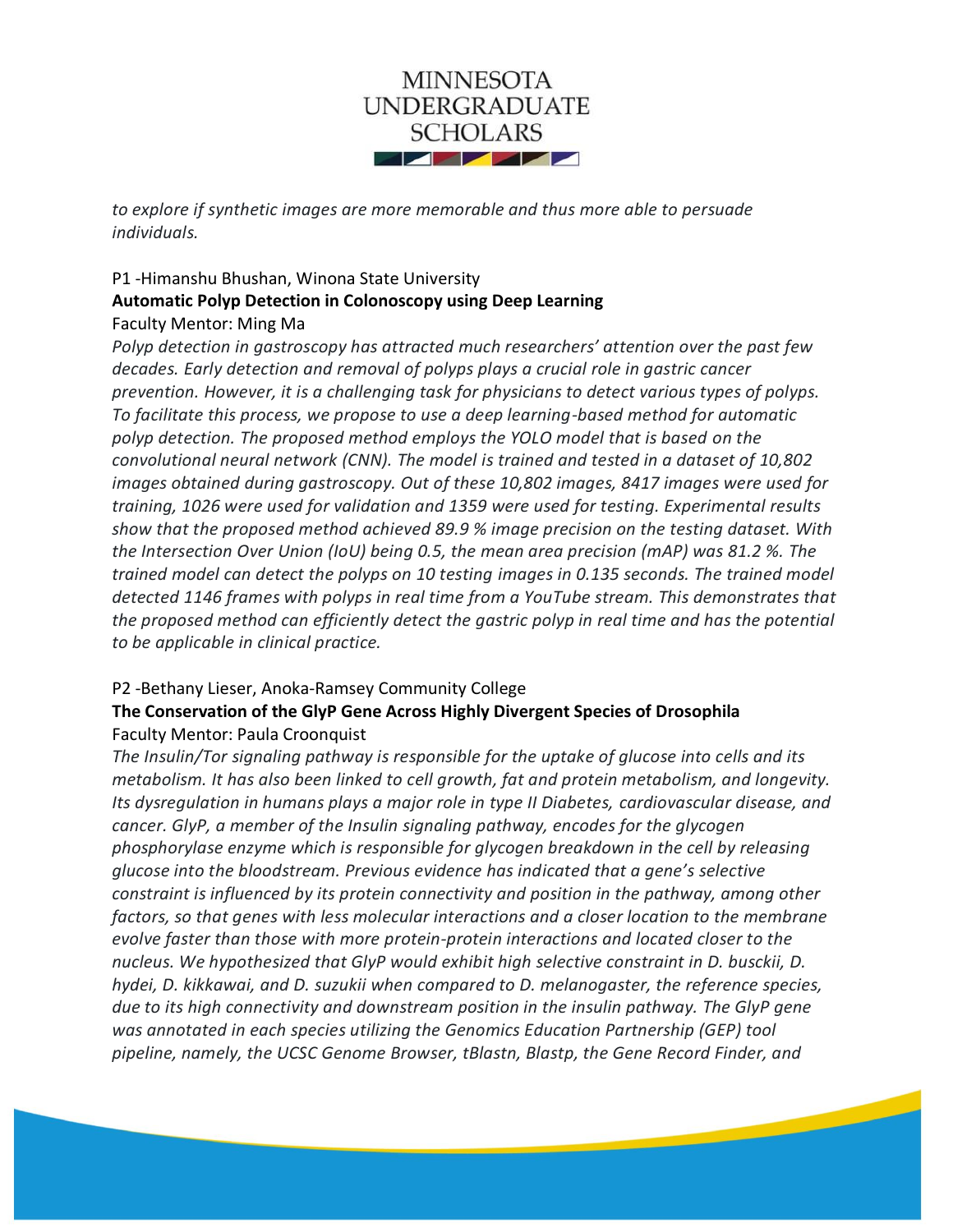*to explore if synthetic images are more memorable and thus more able to persuade individuals.*

P1 -Himanshu Bhushan, Winona State University

**Automatic Polyp Detection in Colonoscopy using Deep Learning**

Faculty Mentor: Ming Ma

*Polyp detection in gastroscopy has attracted much researchers' attention over the past few decades. Early detection and removal of polyps plays a crucial role in gastric cancer prevention. However, it is a challenging task for physicians to detect various types of polyps. To facilitate this process, we propose to use a deep learning-based method for automatic polyp detection. The proposed method employs the YOLO model that is based on the convolutional neural network (CNN). The model is trained and tested in a dataset of 10,802 images obtained during gastroscopy. Out of these 10,802 images, 8417 images were used for training, 1026 were used for validation and 1359 were used for testing. Experimental results show that the proposed method achieved 89.9 % image precision on the testing dataset. With the Intersection Over Union (IoU) being 0.5, the mean area precision (mAP) was 81.2 %. The trained model can detect the polyps on 10 testing images in 0.135 seconds. The trained model detected 1146 frames with polyps in real time from a YouTube stream. This demonstrates that the proposed method can efficiently detect the gastric polyp in real time and has the potential to be applicable in clinical practice.*

P2 -Bethany Lieser, Anoka-Ramsey Community College

**The Conservation of the GlyP Gene Across Highly Divergent Species of Drosophila**

Faculty Mentor: Paula Croonquist

*The Insulin/Tor signaling pathway is responsible for the uptake of glucose into cells and its metabolism. It has also been linked to cell growth, fat and protein metabolism, and longevity. Its dysregulation in humans plays a major role in type II Diabetes, cardiovascular disease, and cancer. GlyP, a member of the Insulin signaling pathway, encodes for the glycogen phosphorylase enzyme which is responsible for glycogen breakdown in the cell by releasing glucose into the bloodstream. Previous evidence has indicated that a gene's selective constraint is influenced by its protein connectivity and position in the pathway, among other factors, so that genes with less molecular interactions and a closer location to the membrane evolve faster than those with more protein-protein interactions and located closer to the nucleus. We hypothesized that GlyP would exhibit high selective constraint in D. busckii, D. hydei, D. kikkawai, and D. suzukii when compared to D. melanogaster, the reference species, due to its high connectivity and downstream position in the insulin pathway. The GlyP gene was annotated in each species utilizing the Genomics Education Partnership (GEP) tool pipeline, namely, the UCSC Genome Browser, tBlastn, Blastp, the Gene Record Finder, and*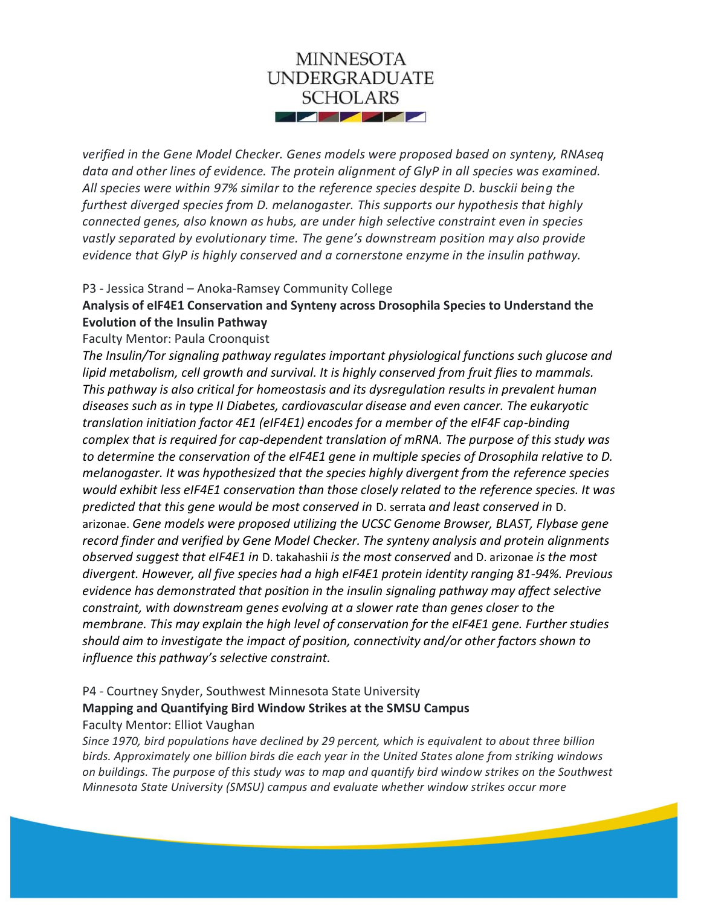*verified in the Gene Model Checker. Genes models were proposed based on synteny, RNAseq data and other lines of evidence. The protein alignment of GlyP in all species was examined. All species were within 97% similar to the reference species despite D. busckii being the furthest diverged species from D. melanogaster. This supports our hypothesis that highly connected genes, also known as hubs, are under high selective constraint even in species vastly separated by evolutionary time. The gene's downstream position may also provide evidence that GlyP is highly conserved and a cornerstone enzyme in the insulin pathway.*

P3 - Jessica Strand – Anoka-Ramsey Community College

**Analysis of eIF4E1 Conservation and Synteny across Drosophila Species to Understand the Evolution of the Insulin Pathway**

Faculty Mentor: Paula Croonquist

*The Insulin/Tor signaling pathway regulates important physiological functions such glucose and lipid metabolism, cell growth and survival. It is highly conserved from fruit flies to mammals. This pathway is also critical for homeostasis and its dysregulation results in prevalent human diseases such as in type II Diabetes, cardiovascular disease and even cancer. The eukaryotic translation initiation factor 4E1 (eIF4E1) encodes for a member of the eIF4F cap-binding complex that is required for cap-dependent translation of mRNA. The purpose of this study was to determine the conservation of the eIF4E1 gene in multiple species of Drosophila relative to D. melanogaster. It was hypothesized that the species highly divergent from the reference species would exhibit less eIF4E1 conservation than those closely related to the reference species. It was predicted that this gene would be most conserved in* D. serrata *and least conserved in* D. arizonae. *Gene models were proposed utilizing the UCSC Genome Browser, BLAST, Flybase gene record finder and verified by Gene Model Checker. The synteny analysis and protein alignments observed suggest that eIF4E1 in* D. takahashii *is the most conserved* and D. arizonae *is the most divergent. However, all five species had a high eIF4E1 protein identity ranging 81-94%. Previous evidence has demonstrated that position in the insulin signaling pathway may affect selective constraint, with downstream genes evolving at a slower rate than genes closer to the membrane. This may explain the high level of conservation for the eIF4E1 gene. Further studies should aim to investigate the impact of position, connectivity and/or other factors shown to influence this pathway's selective constraint.*

P4 - Courtney Snyder, Southwest Minnesota State University

**Mapping and Quantifying Bird Window Strikes at the SMSU Campus**

Faculty Mentor: Elliot Vaughan

*Since 1970, bird populations have declined by 29 percent, which is equivalent to about three billion birds. Approximately one billion birds die each year in the United States alone from striking windows on buildings. The purpose of this study was to map and quantify bird window strikes on the Southwest Minnesota State University (SMSU) campus and evaluate whether window strikes occur more*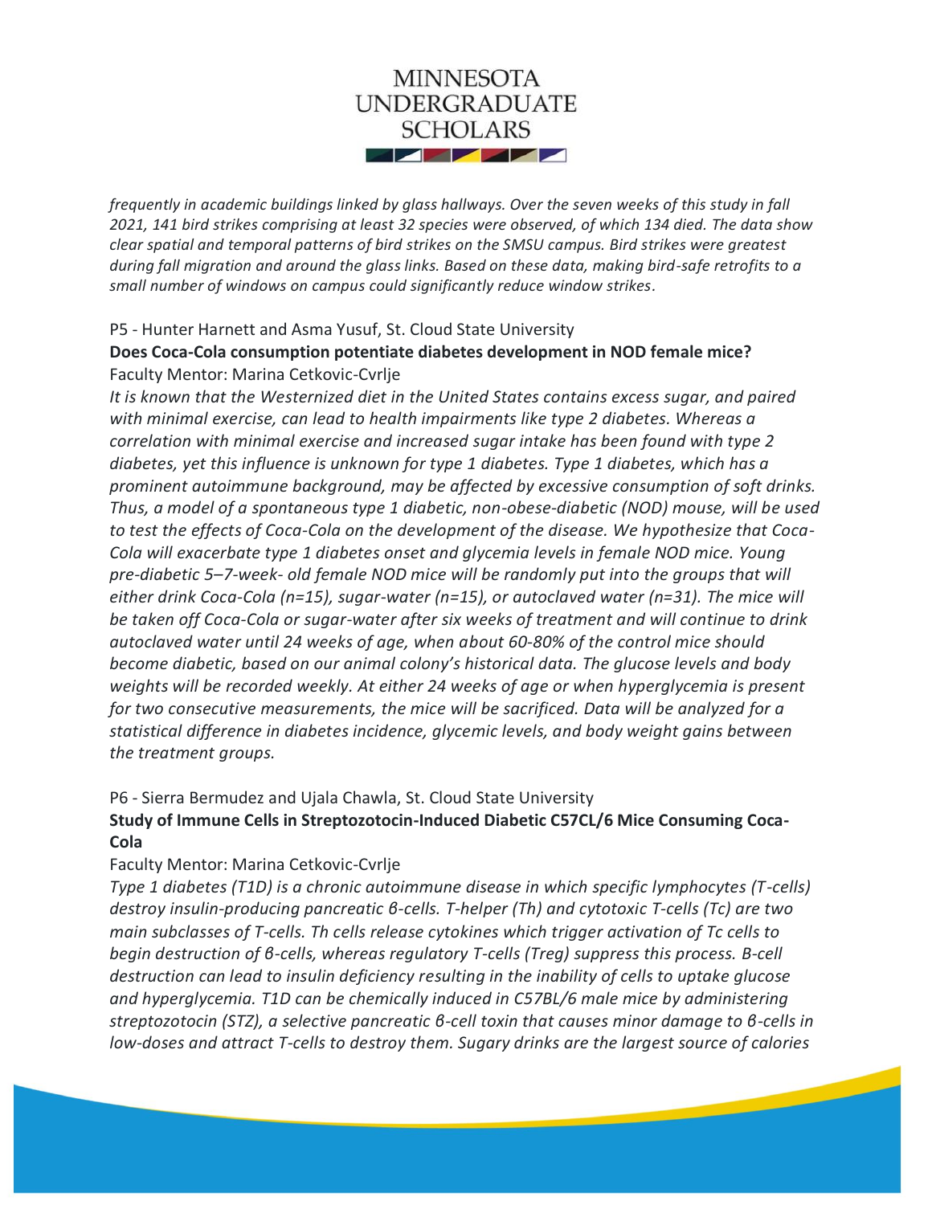*frequently in academic buildings linked by glass hallways. Over the seven weeks of this study in fall 2021, 141 bird strikes comprising at least 32 species were observed, of which 134 died. The data show clear spatial and temporal patterns of bird strikes on the SMSU campus. Bird strikes were greatest during fall migration and around the glass links. Based on these data, making bird-safe retrofits to a small number of windows on campus could significantly reduce window strikes.*

P5 - Hunter Harnett and Asma Yusuf, St. Cloud State University

**Does Coca-Cola consumption potentiate diabetes development in NOD female mice?**

Faculty Mentor: Marina Cetkovic-Cvrlje

*It is known that the Westernized diet in the United States contains excess sugar, and paired with minimal exercise, can lead to health impairments like type 2 diabetes. Whereas a correlation with minimal exercise and increased sugar intake has been found with type 2 diabetes, yet this influence is unknown for type 1 diabetes. Type 1 diabetes, which has a prominent autoimmune background, may be affected by excessive consumption of soft drinks. Thus, a model of a spontaneous type 1 diabetic, non-obese-diabetic (NOD) mouse, will be used to test the effects of Coca-Cola on the development of the disease. We hypothesize that Coca-Cola will exacerbate type 1 diabetes onset and glycemia levels in female NOD mice. Young pre-diabetic 5–7-week- old female NOD mice will be randomly put into the groups that will either drink Coca-Cola (n=15), sugar-water (n=15), or autoclaved water (n=31). The mice will be taken off Coca-Cola or sugar-water after six weeks of treatment and will continue to drink autoclaved water until 24 weeks of age, when about 60-80% of the control mice should become diabetic, based on our animal colony's historical data. The glucose levels and body weights will be recorded weekly. At either 24 weeks of age or when hyperglycemia is present for two consecutive measurements, the mice will be sacrificed. Data will be analyzed for a statistical difference in diabetes incidence, glycemic levels, and body weight gains between the treatment groups.*

P6 - Sierra Bermudez and Ujala Chawla, St. Cloud State University

**Study of Immune Cells in Streptozotocin-Induced Diabetic C57CL/6 Mice Consuming Coca-Cola**

Faculty Mentor: Marina Cetkovic-Cvrlje

*Type 1 diabetes (T1D) is a chronic autoimmune disease in which specific lymphocytes (T-cells) destroy insulin-producing pancreatic β-cells. T-helper (Th) and cytotoxic T-cells (Tc) are two main subclasses of T-cells. Th cells release cytokines which trigger activation of Tc cells to begin destruction of β-cells, whereas regulatory T-cells (Treg) suppress this process. Β-cell destruction can lead to insulin deficiency resulting in the inability of cells to uptake glucose and hyperglycemia. T1D can be chemically induced in C57BL/6 male mice by administering streptozotocin (STZ), a selective pancreatic β-cell toxin that causes minor damage to β-cells in low-doses and attract T-cells to destroy them. Sugary drinks are the largest source of calories*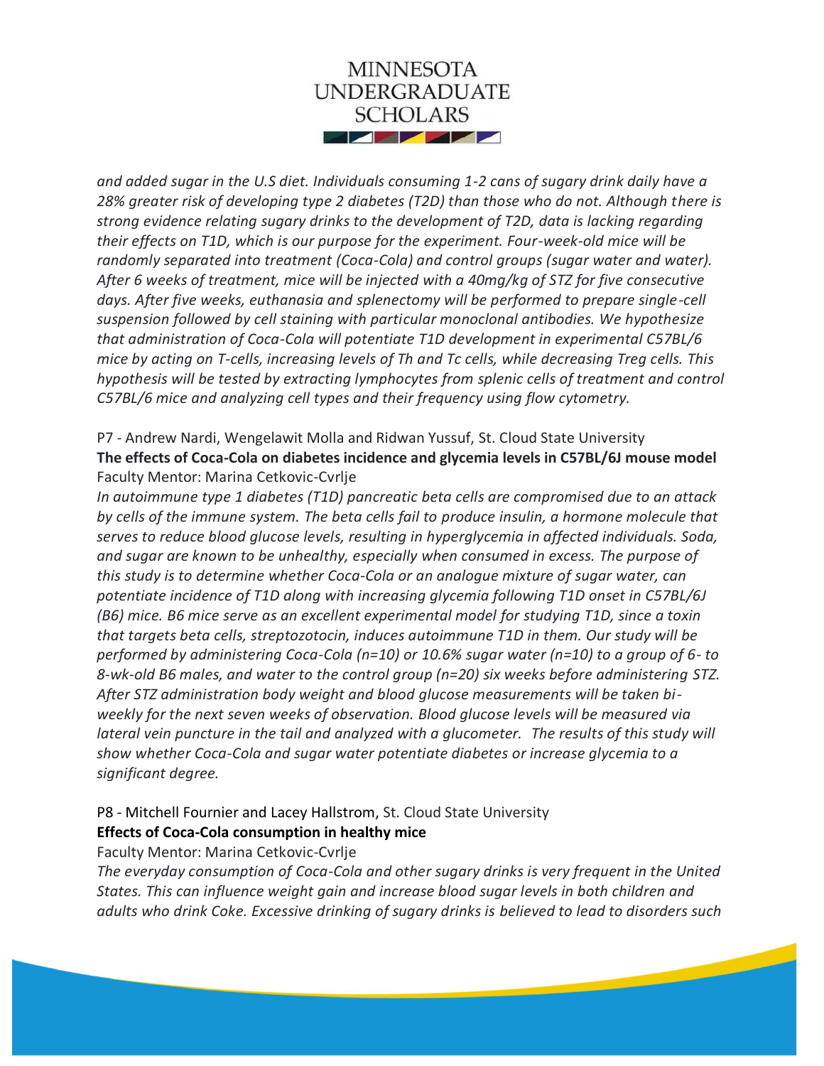*and added sugar in the U.S diet. Individuals consuming 1-2 cans of sugary drink daily have a 28% greater risk of developing type 2 diabetes (T2D) than those who do not. Although there is strong evidence relating sugary drinks to the development of T2D, data is lacking regarding their effects on T1D, which is our purpose for the experiment. Four-week-old mice will be randomly separated into treatment (Coca-Cola) and control groups (sugar water and water). After 6 weeks of treatment, mice will be injected with a 40mg/kg of STZ for five consecutive days. After five weeks, euthanasia and splenectomy will be performed to prepare single-cell suspension followed by cell staining with particular monoclonal antibodies. We hypothesize that administration of Coca-Cola will potentiate T1D development in experimental C57BL/6 mice by acting on T-cells, increasing levels of Th and Tc cells, while decreasing Treg cells. This hypothesis will be tested by extracting lymphocytes from splenic cells of treatment and control C57BL/6 mice and analyzing cell types and their frequency using flow cytometry.*

P7 - Andrew Nardi, Wengelawit Molla and Ridwan Yussuf, St. Cloud State University

**The effects of Coca-Cola on diabetes incidence and glycemia levels in C57BL/6J mouse model**

Faculty Mentor: Marina Cetkovic-Cvrlje

*In autoimmune type 1 diabetes (T1D) pancreatic beta cells are compromised due to an attack by cells of the immune system. The beta cells fail to produce insulin, a hormone molecule that serves to reduce blood glucose levels, resulting in hyperglycemia in affected individuals. Soda, and sugar are known to be unhealthy, especially when consumed in excess. The purpose of this study is to determine whether Coca-Cola or an analogue mixture of sugar water, can potentiate incidence of T1D along with increasing glycemia following T1D onset in C57BL/6J (B6) mice. B6 mice serve as an excellent experimental model for studying T1D, since a toxin that targets beta cells, streptozotocin, induces autoimmune T1D in them. Our study will be performed by administering Coca-Cola (n=10) or 10.6% sugar water (n=10) to a group of 6- to 8-wk-old B6 males, and water to the control group (n=20) six weeks before administering STZ. After STZ administration body weight and blood glucose measurements will be taken bi-weekly for the next seven weeks of observation. Blood glucose levels will be measured via lateral vein puncture in the tail and analyzed with a glucometer. The results of this study will show whether Coca-Cola and sugar water potentiate diabetes or increase glycemia to a significant degree.*

P8 - Mitchell Fournier and Lacey Hallstrom, St. Cloud State University

**Effects of Coca-Cola consumption in healthy mice**

Faculty Mentor: Marina Cetkovic-Cvrlje

*The everyday consumption of Coca-Cola and other sugary drinks is very frequent in the United States. This can influence weight gain and increase blood sugar levels in both children and adults who drink Coke. Excessive drinking of sugary drinks is believed to lead to disorders such*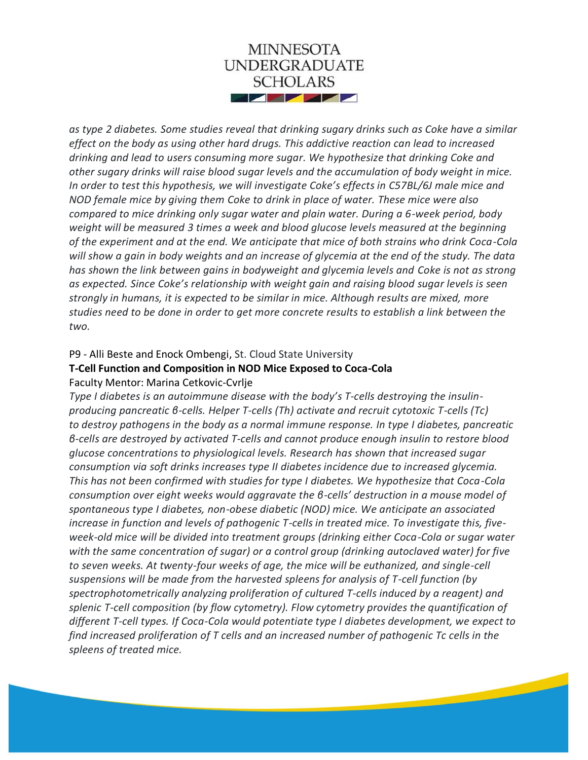*as type 2 diabetes. Some studies reveal that drinking sugary drinks such as Coke have a similar effect on the body as using other hard drugs. This addictive reaction can lead to increased drinking and lead to users consuming more sugar. We hypothesize that drinking Coke and other sugary drinks will raise blood sugar levels and the accumulation of body weight in mice. In order to test this hypothesis, we will investigate Coke's effects in C57BL/6J male mice and NOD female mice by giving them Coke to drink in place of water. These mice were also compared to mice drinking only sugar water and plain water. During a 6-week period, body weight will be measured 3 times a week and blood glucose levels measured at the beginning of the experiment and at the end. We anticipate that mice of both strains who drink Coca-Cola will show a gain in body weights and an increase of glycemia at the end of the study. The data has shown the link between gains in bodyweight and glycemia levels and Coke is not as strong as expected. Since Coke's relationship with weight gain and raising blood sugar levels is seen strongly in humans, it is expected to be similar in mice. Although results are mixed, more studies need to be done in order to get more concrete results to establish a link between the two.*

P9 - Alli Beste and Enock Ombengi, St. Cloud State University

**T-Cell Function and Composition in NOD Mice Exposed to Coca-Cola**

Faculty Mentor: Marina Cetkovic-Cvrlje

*Type I diabetes is an autoimmune disease with the body's T-cells destroying the insulin-producing pancreatic β-cells. Helper T-cells (Th) activate and recruit cytotoxic T-cells (Tc) to destroy pathogens in the body as a normal immune response. In type I diabetes, pancreatic β-cells are destroyed by activated T-cells and cannot produce enough insulin to restore blood glucose concentrations to physiological levels. Research has shown that increased sugar consumption via soft drinks increases type II diabetes incidence due to increased glycemia. This has not been confirmed with studies for type I diabetes. We hypothesize that Coca-Cola consumption over eight weeks would aggravate the β-cells' destruction in a mouse model of spontaneous type I diabetes, non-obese diabetic (NOD) mice. We anticipate an associated increase in function and levels of pathogenic T-cells in treated mice. To investigate this, five-week-old mice will be divided into treatment groups (drinking either Coca-Cola or sugar water with the same concentration of sugar) or a control group (drinking autoclaved water) for five to seven weeks. At twenty-four weeks of age, the mice will be euthanized, and single-cell suspensions will be made from the harvested spleens for analysis of T-cell function (by spectrophotometrically analyzing proliferation of cultured T-cells induced by a reagent) and splenic T-cell composition (by flow cytometry). Flow cytometry provides the quantification of different T-cell types. If Coca-Cola would potentiate type I diabetes development, we expect to find increased proliferation of T cells and an increased number of pathogenic Tc cells in the spleens of treated mice.*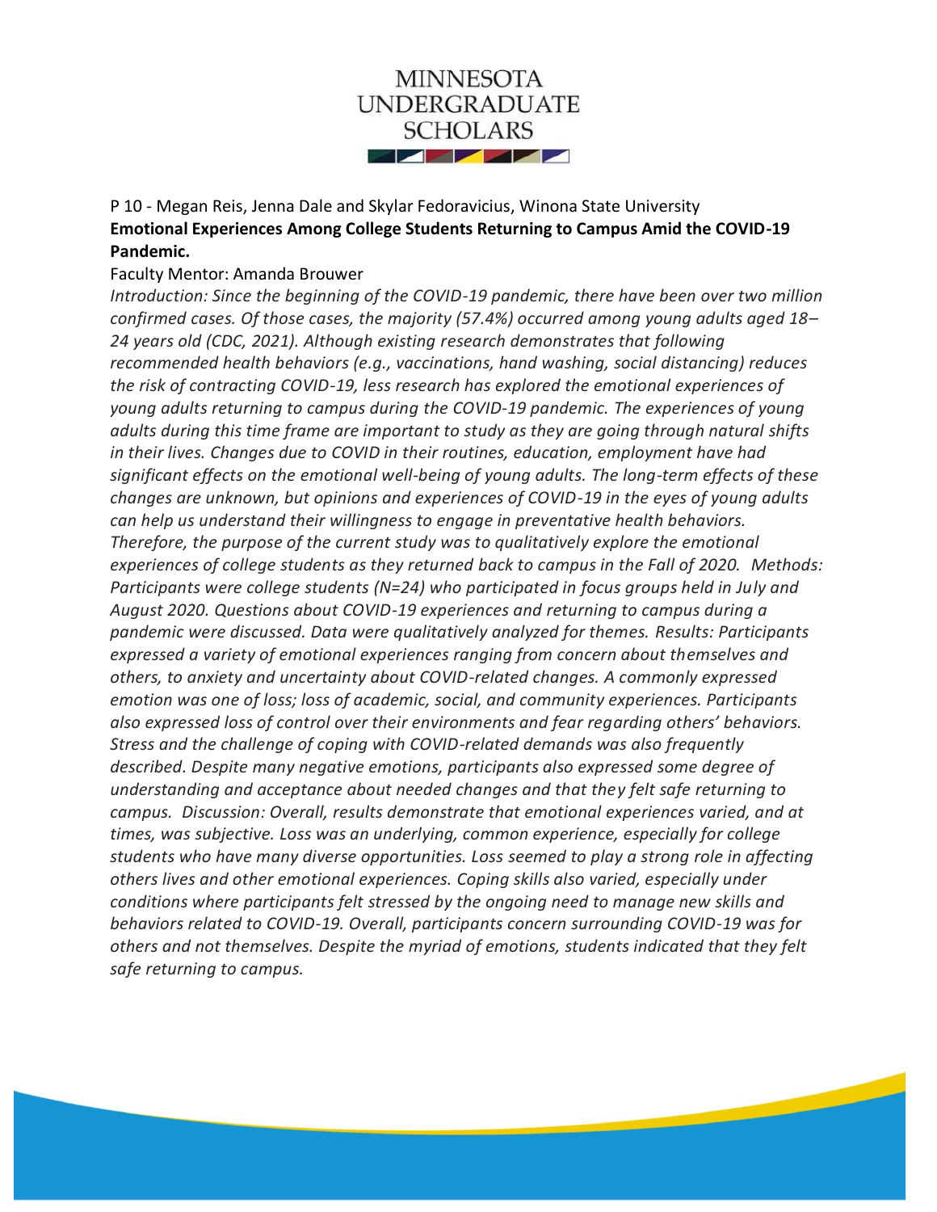P 10 - Megan Reis, Jenna Dale and Skylar Fedoravicius, Winona State University

**Emotional Experiences Among College Students Returning to Campus Amid the COVID-19 Pandemic.**

Faculty Mentor: Amanda Brouwer

*Introduction: Since the beginning of the COVID-19 pandemic, there have been over two million confirmed cases. Of those cases, the majority (57.4%) occurred among young adults aged 18–24 years old (CDC, 2021). Although existing research demonstrates that following recommended health behaviors (e.g., vaccinations, hand washing, social distancing) reduces the risk of contracting COVID-19, less research has explored the emotional experiences of young adults returning to campus during the COVID-19 pandemic. The experiences of young adults during this time frame are important to study as they are going through natural shifts in their lives. Changes due to COVID in their routines, education, employment have had significant effects on the emotional well-being of young adults. The long-term effects of these changes are unknown, but opinions and experiences of COVID-19 in the eyes of young adults can help us understand their willingness to engage in preventative health behaviors. Therefore, the purpose of the current study was to qualitatively explore the emotional experiences of college students as they returned back to campus in the Fall of 2020. Methods: Participants were college students (N=24) who participated in focus groups held in July and August 2020. Questions about COVID-19 experiences and returning to campus during a pandemic were discussed. Data were qualitatively analyzed for themes. Results: Participants expressed a variety of emotional experiences ranging from concern about themselves and others, to anxiety and uncertainty about COVID-related changes. A commonly expressed emotion was one of loss; loss of academic, social, and community experiences. Participants also expressed loss of control over their environments and fear regarding others' behaviors. Stress and the challenge of coping with COVID-related demands was also frequently described. Despite many negative emotions, participants also expressed some degree of understanding and acceptance about needed changes and that they felt safe returning to campus. Discussion: Overall, results demonstrate that emotional experiences varied, and at times, was subjective. Loss was an underlying, common experience, especially for college students who have many diverse opportunities. Loss seemed to play a strong role in affecting others lives and other emotional experiences. Coping skills also varied, especially under conditions where participants felt stressed by the ongoing need to manage new skills and behaviors related to COVID-19. Overall, participants concern surrounding COVID-19 was for others and not themselves. Despite the myriad of emotions, students indicated that they felt safe returning to campus.*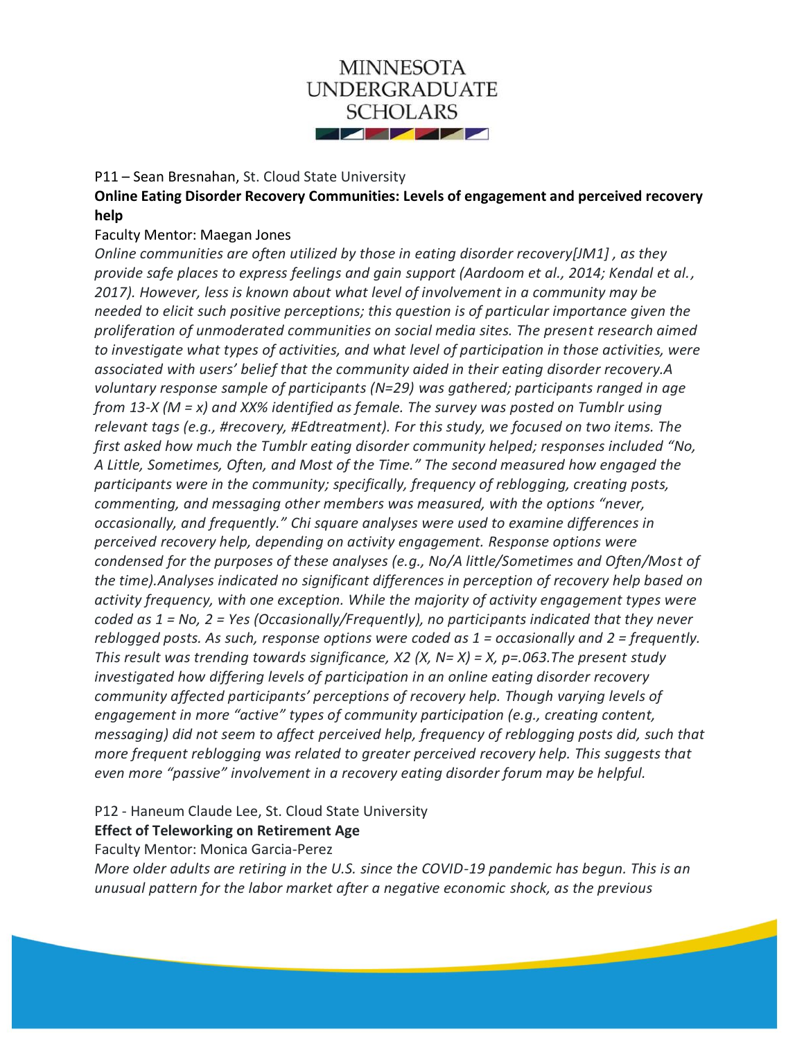P11 – Sean Bresnahan, St. Cloud State University

**Online Eating Disorder Recovery Communities: Levels of engagement and perceived recovery help**

Faculty Mentor: Maegan Jones

*Online communities are often utilized by those in eating disorder recovery[JM1] , as they provide safe places to express feelings and gain support (Aardoom et al., 2014; Kendal et al., 2017). However, less is known about what level of involvement in a community may be needed to elicit such positive perceptions; this question is of particular importance given the proliferation of unmoderated communities on social media sites. The present research aimed to investigate what types of activities, and what level of participation in those activities, were associated with users' belief that the community aided in their eating disorder recovery.A voluntary response sample of participants (N=29) was gathered; participants ranged in age from 13-X (M = x) and XX% identified as female. The survey was posted on Tumblr using relevant tags (e.g., #recovery, #Edtreatment). For this study, we focused on two items. The first asked how much the Tumblr eating disorder community helped; responses included "No, A Little, Sometimes, Often, and Most of the Time." The second measured how engaged the participants were in the community; specifically, frequency of reblogging, creating posts, commenting, and messaging other members was measured, with the options "never, occasionally, and frequently." Chi square analyses were used to examine differences in perceived recovery help, depending on activity engagement. Response options were condensed for the purposes of these analyses (e.g., No/A little/Sometimes and Often/Most of the time).Analyses indicated no significant differences in perception of recovery help based on activity frequency, with one exception. While the majority of activity engagement types were coded as 1 = No, 2 = Yes (Occasionally/Frequently), no participants indicated that they never reblogged posts. As such, response options were coded as 1 = occasionally and 2 = frequently. This result was trending towards significance, X2 (X, N= X) = X, p=.063.The present study investigated how differing levels of participation in an online eating disorder recovery community affected participants' perceptions of recovery help. Though varying levels of engagement in more "active" types of community participation (e.g., creating content, messaging) did not seem to affect perceived help, frequency of reblogging posts did, such that more frequent reblogging was related to greater perceived recovery help. This suggests that even more "passive" involvement in a recovery eating disorder forum may be helpful.*

P12 - Haneum Claude Lee, St. Cloud State University

**Effect of Teleworking on Retirement Age**

Faculty Mentor: Monica Garcia-Perez

*More older adults are retiring in the U.S. since the COVID-19 pandemic has begun. This is an unusual pattern for the labor market after a negative economic shock, as the previous*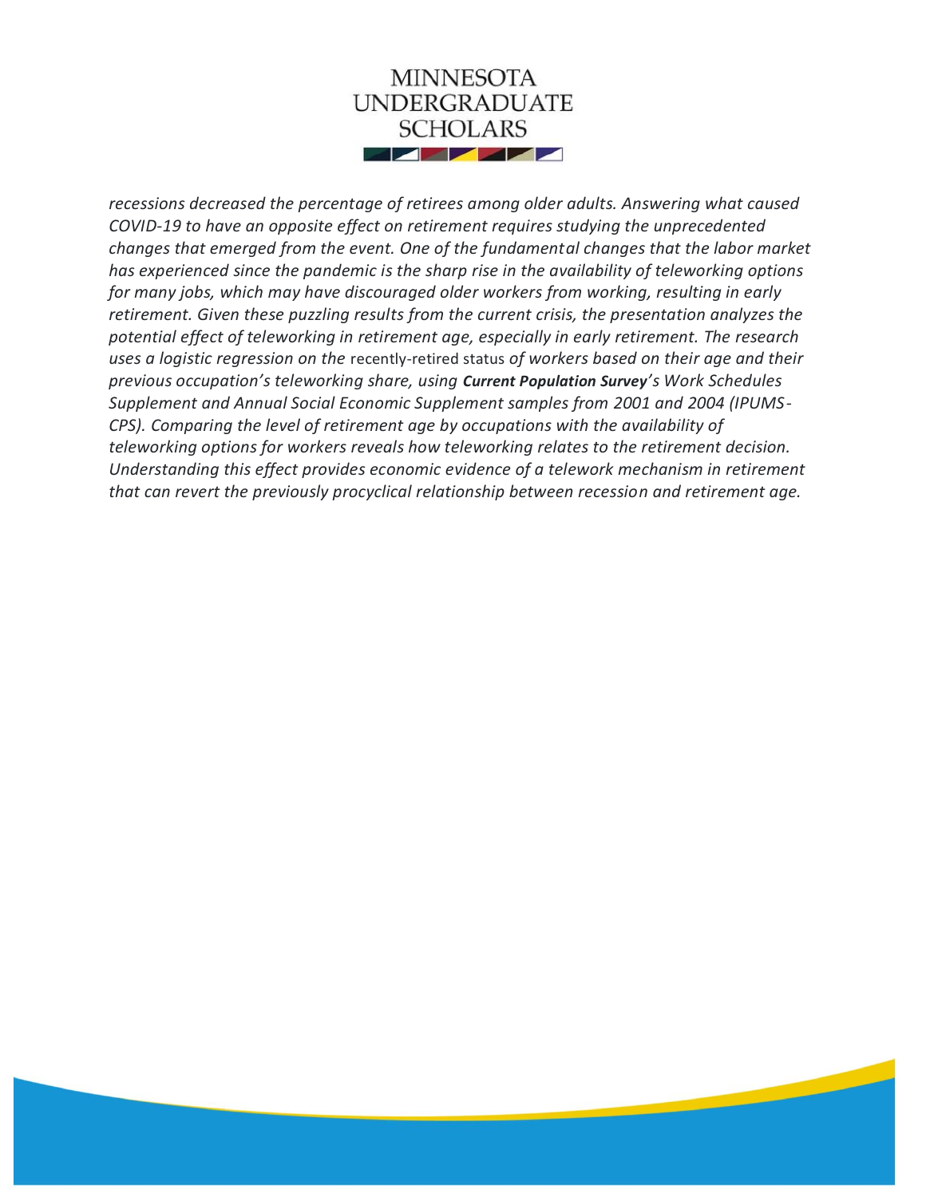*recessions decreased the percentage of retirees among older adults. Answering what caused COVID-19 to have an opposite effect on retirement requires studying the unprecedented changes that emerged from the event. One of the fundamental changes that the labor market has experienced since the pandemic is the sharp rise in the availability of teleworking options for many jobs, which may have discouraged older workers from working, resulting in early retirement. Given these puzzling results from the current crisis, the presentation analyzes the potential effect of teleworking in retirement age, especially in early retirement. The research uses a logistic regression on the* recently-retired status *of workers based on their age and their previous occupation's teleworking share, using **Current Population Survey**'s Work Schedules Supplement and Annual Social Economic Supplement samples from 2001 and 2004 (IPUMS-CPS). Comparing the level of retirement age by occupations with the availability of teleworking options for workers reveals how teleworking relates to the retirement decision. Understanding this effect provides economic evidence of a telework mechanism in retirement that can revert the previously procyclical relationship between recession and retirement age.*